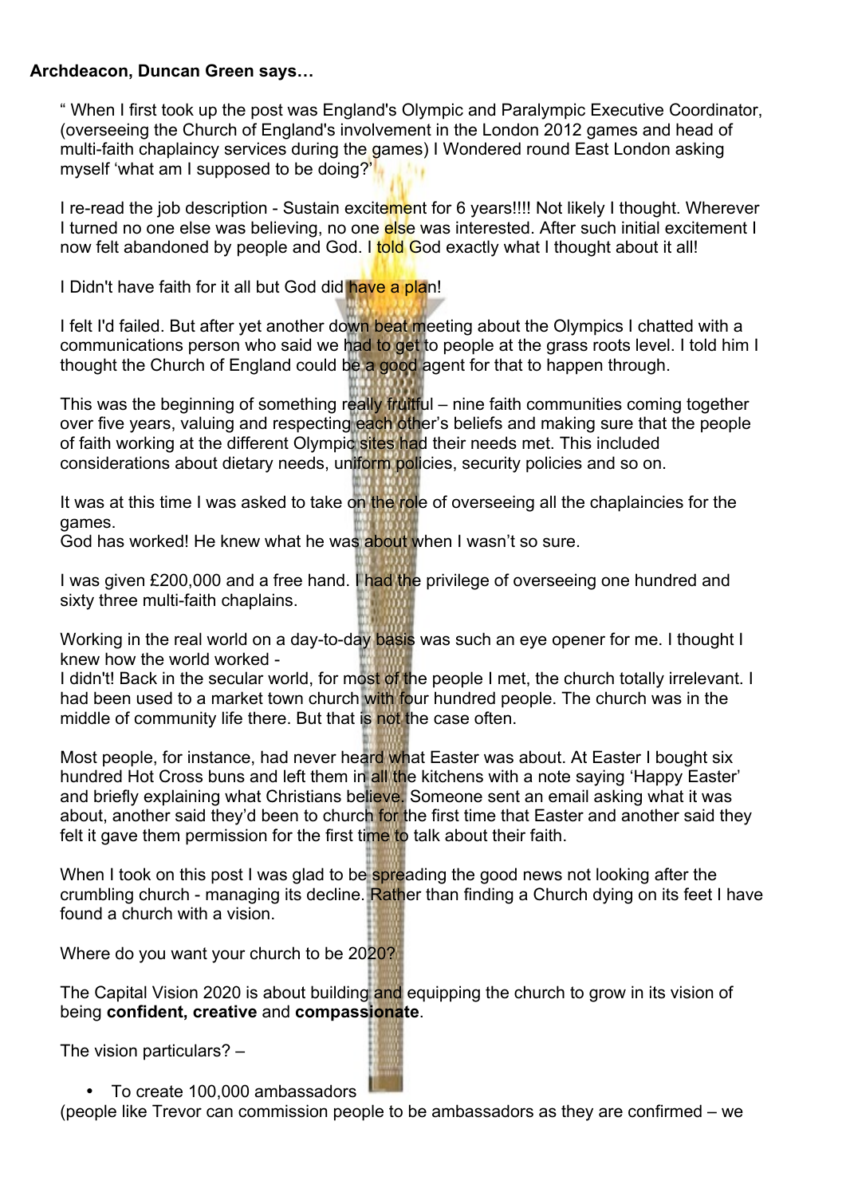**Archdeacon, Duncan Green says…**

" When I first took up the post was England's Olympic and Paralympic Executive Coordinator, (overseeing the Church of England's involvement in the London 2012 games and head of multi-faith chaplaincy services during the games) I Wondered round East London asking myself 'what am I supposed to be doing?'

I re-read the job description - Sustain excitement for 6 years!!!! Not likely I thought. Wherever I turned no one else was believing, no one else was interested. After such initial excitement I now felt abandoned by people and God. I told God exactly what I thought about it all!

I Didn't have faith for it all but God did have a plan!

I felt I'd failed. But after yet another down beat meeting about the Olympics I chatted with a communications person who said we had to get to people at the grass roots level. I told him I thought the Church of England could be a good agent for that to happen through.

This was the beginning of something really fruitful – nine faith communities coming together over five years, valuing and respecting each other's beliefs and making sure that the people of faith working at the different Olympic sites had their needs met. This included considerations about dietary needs, uniform policies, security policies and so on.

It was at this time I was asked to take on the role of overseeing all the chaplaincies for the games.
God has worked! He knew what he was about when I wasn't so sure.

I was given £200,000 and a free hand. I had the privilege of overseeing one hundred and sixty three multi-faith chaplains.

Working in the real world on a day-to-day basis was such an eye opener for me. I thought I knew how the world worked -
I didn't! Back in the secular world, for most of the people I met, the church totally irrelevant. I had been used to a market town church with four hundred people. The church was in the middle of community life there. But that is not the case often.

Most people, for instance, had never heard what Easter was about. At Easter I bought six hundred Hot Cross buns and left them in all the kitchens with a note saying 'Happy Easter' and briefly explaining what Christians believe. Someone sent an email asking what it was about, another said they'd been to church for the first time that Easter and another said they felt it gave them permission for the first time to talk about their faith.

When I took on this post I was glad to be spreading the good news not looking after the crumbling church - managing its decline. Rather than finding a Church dying on its feet I have found a church with a vision.

Where do you want your church to be 2020?

The Capital Vision 2020 is about building and equipping the church to grow in its vision of being **confident, creative** and **compassionate**.

The vision particulars? –

- To create 100,000 ambassadors

(people like Trevor can commission people to be ambassadors as they are confirmed – we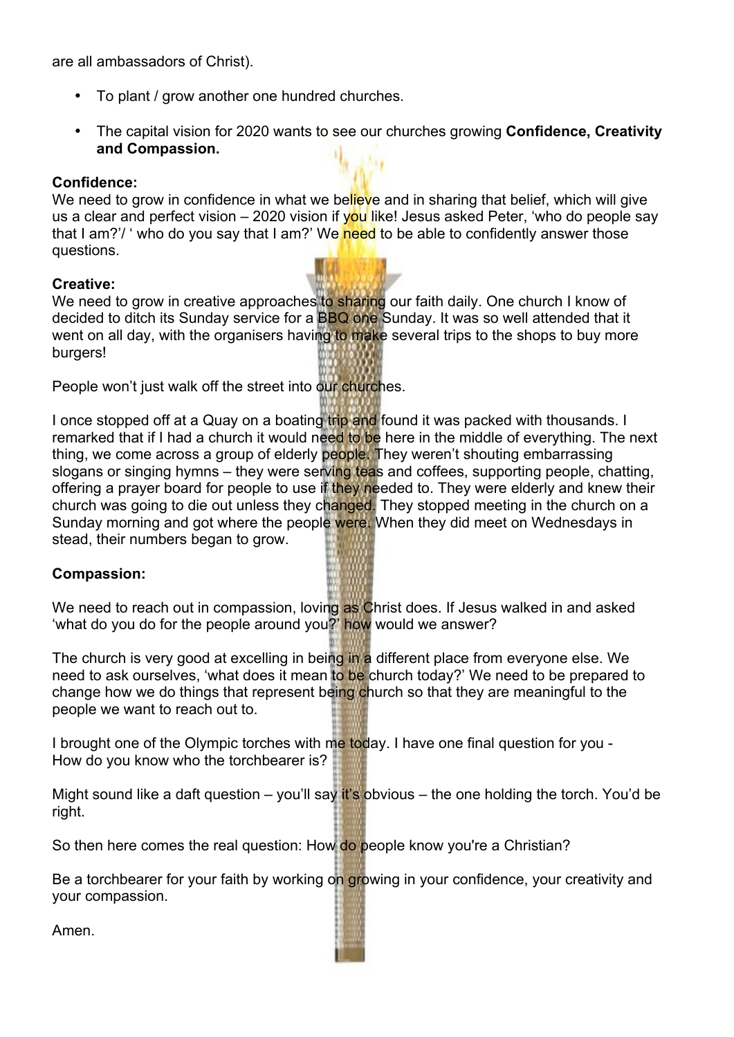are all ambassadors of Christ).

- To plant / grow another one hundred churches.
- The capital vision for 2020 wants to see our churches growing **Confidence, Creativity and Compassion.**

**Confidence:**
We need to grow in confidence in what we believe and in sharing that belief, which will give us a clear and perfect vision – 2020 vision if you like! Jesus asked Peter, 'who do people say that I am?'/ ' who do you say that I am?' We need to be able to confidently answer those questions.

**Creative:**
We need to grow in creative approaches to sharing our faith daily. One church I know of decided to ditch its Sunday service for a BBQ one Sunday. It was so well attended that it went on all day, with the organisers having to make several trips to the shops to buy more burgers!

People won't just walk off the street into our churches.

I once stopped off at a Quay on a boating trip and found it was packed with thousands. I remarked that if I had a church it would need to be here in the middle of everything. The next thing, we come across a group of elderly people. They weren't shouting embarrassing slogans or singing hymns – they were serving teas and coffees, supporting people, chatting, offering a prayer board for people to use if they needed to. They were elderly and knew their church was going to die out unless they changed. They stopped meeting in the church on a Sunday morning and got where the people were. When they did meet on Wednesdays in stead, their numbers began to grow.

**Compassion:**

We need to reach out in compassion, loving as Christ does. If Jesus walked in and asked 'what do you do for the people around you?' how would we answer?

The church is very good at excelling in being in a different place from everyone else. We need to ask ourselves, 'what does it mean to be church today?' We need to be prepared to change how we do things that represent being church so that they are meaningful to the people we want to reach out to.

I brought one of the Olympic torches with me today. I have one final question for you - How do you know who the torchbearer is?

Might sound like a daft question – you'll say it's obvious – the one holding the torch. You'd be right.

So then here comes the real question: How do people know you're a Christian?

Be a torchbearer for your faith by working on growing in your confidence, your creativity and your compassion.

Amen.